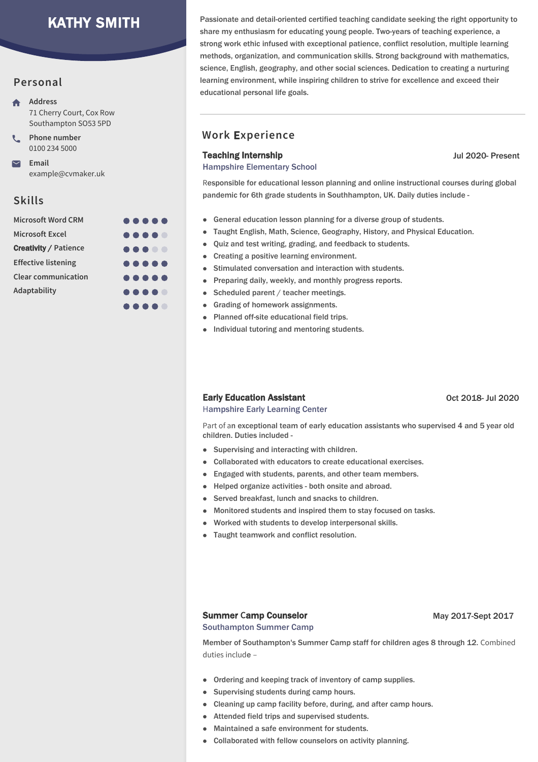# KATHY SMITH

## Personal

**Address**
71 Cherry Court, Cox Row
Southampton SO53 5PD

**Phone number**
0100 234 5000

**Email**
example@cvmaker.uk

## Skills

| Skill | Level |
| --- | --- |
| Microsoft Word CRM | ●●●●● |
| Microsoft Excel | ●●●●○ |
| Creativity / Patience | ●●●○○ |
| Effective listening | ●●●●● |
| Clear communication | ●●●●● |
| Adaptability | ●●●●○ |
| | ●●●●○ |

Passionate and detail-oriented certified teaching candidate seeking the right opportunity to share my enthusiasm for educating young people. Two-years of teaching experience, a strong work ethic infused with exceptional patience, conflict resolution, multiple learning methods, organization, and communication skills. Strong background with mathematics, science, English, geography, and other social sciences. Dedication to creating a nurturing learning environment, while inspiring children to strive for excellence and exceed their educational personal life goals.

---

## Work Experience

### Teaching Internship
**Hampshire Elementary School** — Jul 2020- Present

Responsible for educational lesson planning and online instructional courses during global pandemic for 6th grade students in Southhampton, UK. Daily duties include -

- General education lesson planning for a diverse group of students.
- Taught English, Math, Science, Geography, History, and Physical Education.
- Quiz and test writing, grading, and feedback to students.
- Creating a positive learning environment.
- Stimulated conversation and interaction with students.
- Preparing daily, weekly, and monthly progress reports.
- Scheduled parent / teacher meetings.
- Grading of homework assignments.
- Planned off-site educational field trips.
- Individual tutoring and mentoring students.

### Early Education Assistant
**Hampshire Early Learning Center** — Oct 2018- Jul 2020

Part of an exceptional team of early education assistants who supervised 4 and 5 year old children. Duties included -

- Supervising and interacting with children.
- Collaborated with educators to create educational exercises.
- Engaged with students, parents, and other team members.
- Helped organize activities - both onsite and abroad.
- Served breakfast, lunch and snacks to children.
- Monitored students and inspired them to stay focused on tasks.
- Worked with students to develop interpersonal skills.
- Taught teamwork and conflict resolution.

### Summer Camp Counselor
**Southampton Summer Camp** — May 2017-Sept 2017

Member of Southampton's Summer Camp staff for children ages 8 through 12. Combined duties include –

- Ordering and keeping track of inventory of camp supplies.
- Supervising students during camp hours.
- Cleaning up camp facility before, during, and after camp hours.
- Attended field trips and supervised students.
- Maintained a safe environment for students.
- Collaborated with fellow counselors on activity planning.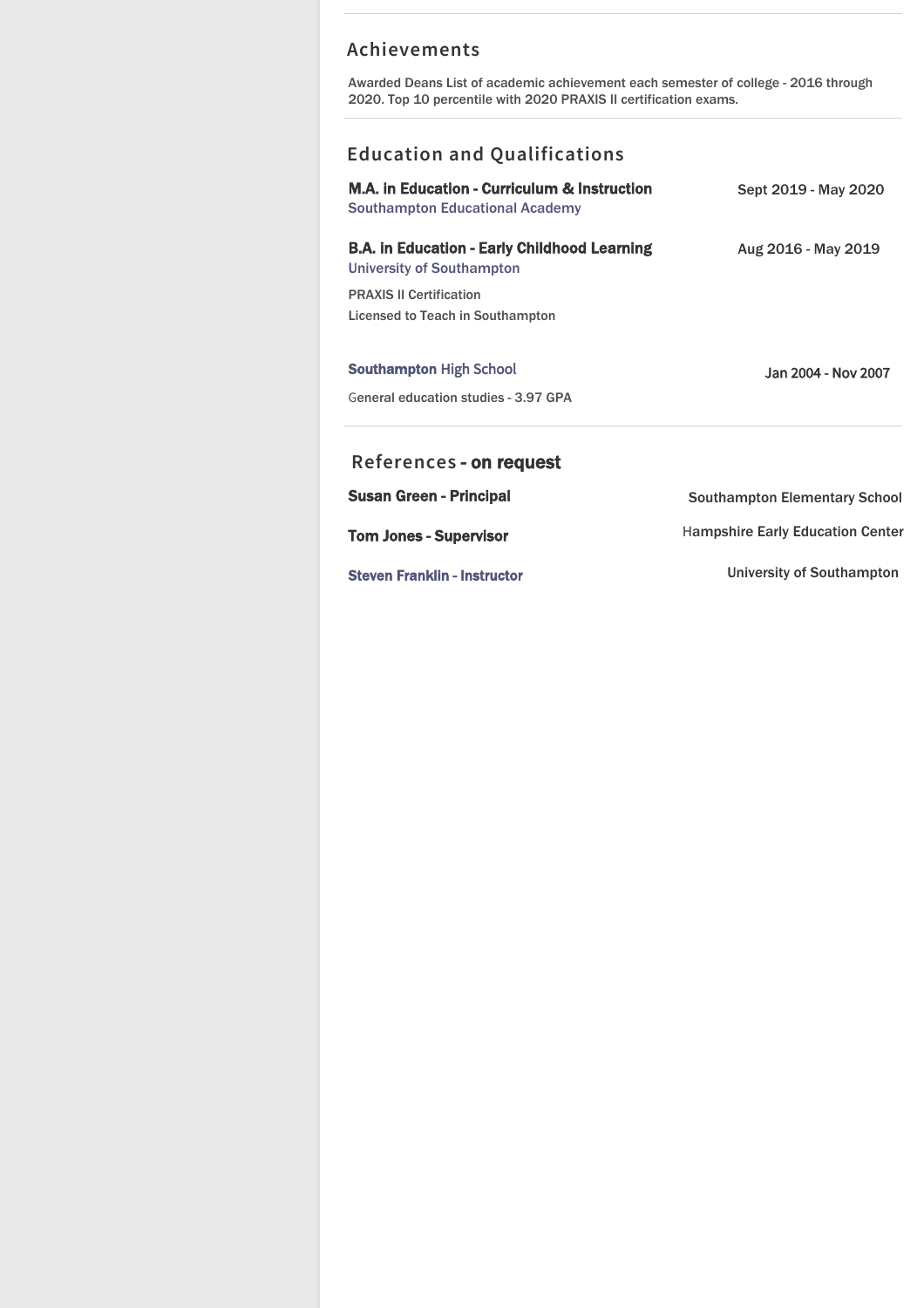## Achievements

Awarded Deans List of academic achievement each semester of college - 2016 through 2020. Top 10 percentile with 2020 PRAXIS II certification exams.

## Education and Qualifications

**M.A. in Education - Curriculum & Instruction** — Sept 2019 - May 2020
Southampton Educational Academy

**B.A. in Education - Early Childhood Learning** — Aug 2016 - May 2019
University of Southampton

PRAXIS II Certification
Licensed to Teach in Southampton

**Southampton** High School — Jan 2004 - Nov 2007

General education studies - 3.97 GPA

## References - on request

**Susan Green - Principal** — Southampton Elementary School

**Tom Jones - Supervisor** — Hampshire Early Education Center

**Steven Franklin - Instructor** — University of Southampton